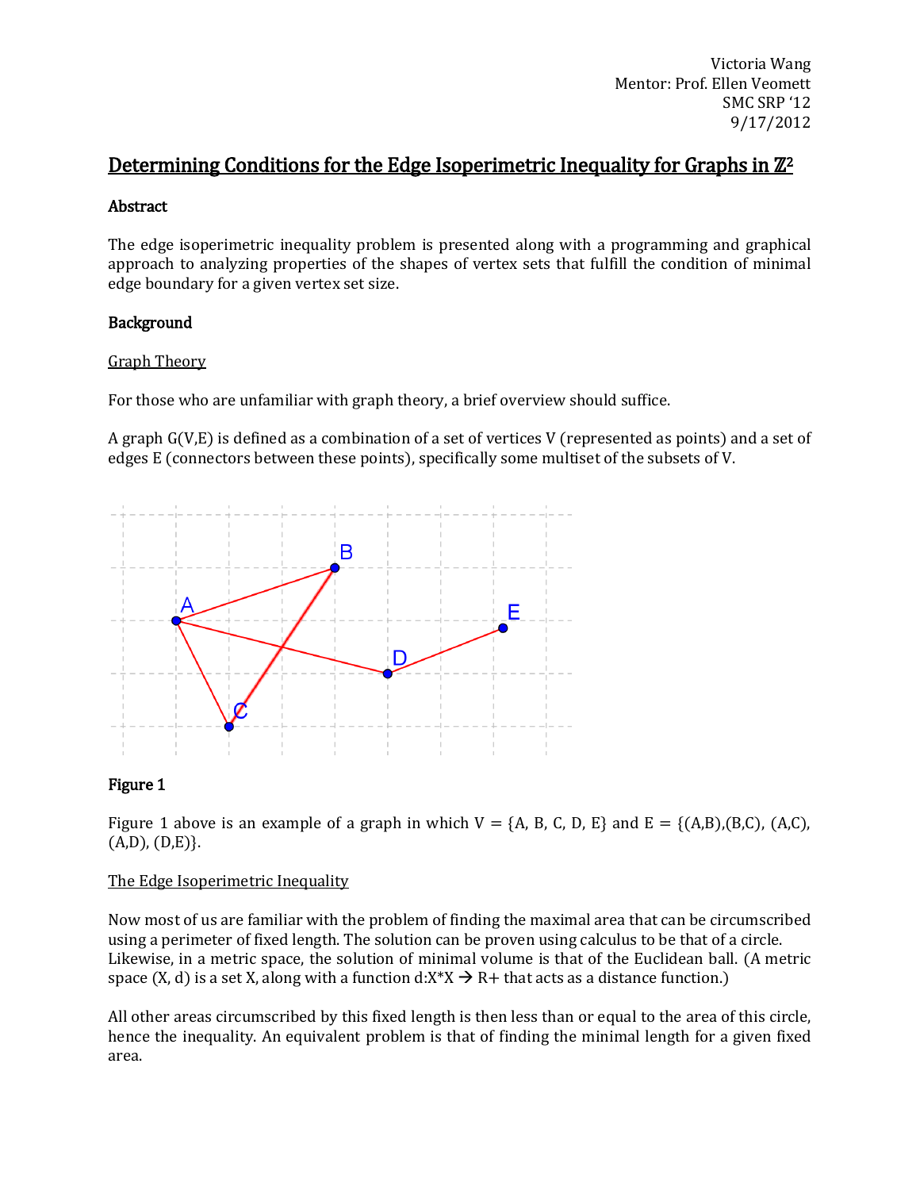Victoria Wang
Mentor: Prof. Ellen Veomett
SMC SRP '12
9/17/2012

# Determining Conditions for the Edge Isoperimetric Inequality for Graphs in $\mathbb{Z}^2$

## Abstract

The edge isoperimetric inequality problem is presented along with a programming and graphical approach to analyzing properties of the shapes of vertex sets that fulfill the condition of minimal edge boundary for a given vertex set size.

## Background

### Graph Theory

For those who are unfamiliar with graph theory, a brief overview should suffice.

A graph G(V,E) is defined as a combination of a set of vertices V (represented as points) and a set of edges E (connectors between these points), specifically some multiset of the subsets of V.

**Figure 1**

Figure 1 above is an example of a graph in which V = {A, B, C, D, E} and E = {(A,B),(B,C), (A,C), (A,D), (D,E)}.

### The Edge Isoperimetric Inequality

Now most of us are familiar with the problem of finding the maximal area that can be circumscribed using a perimeter of fixed length. The solution can be proven using calculus to be that of a circle. Likewise, in a metric space, the solution of minimal volume is that of the Euclidean ball. (A metric space (X, d) is a set X, along with a function $d:X*X \rightarrow R+$ that acts as a distance function.)

All other areas circumscribed by this fixed length is then less than or equal to the area of this circle, hence the inequality. An equivalent problem is that of finding the minimal length for a given fixed area.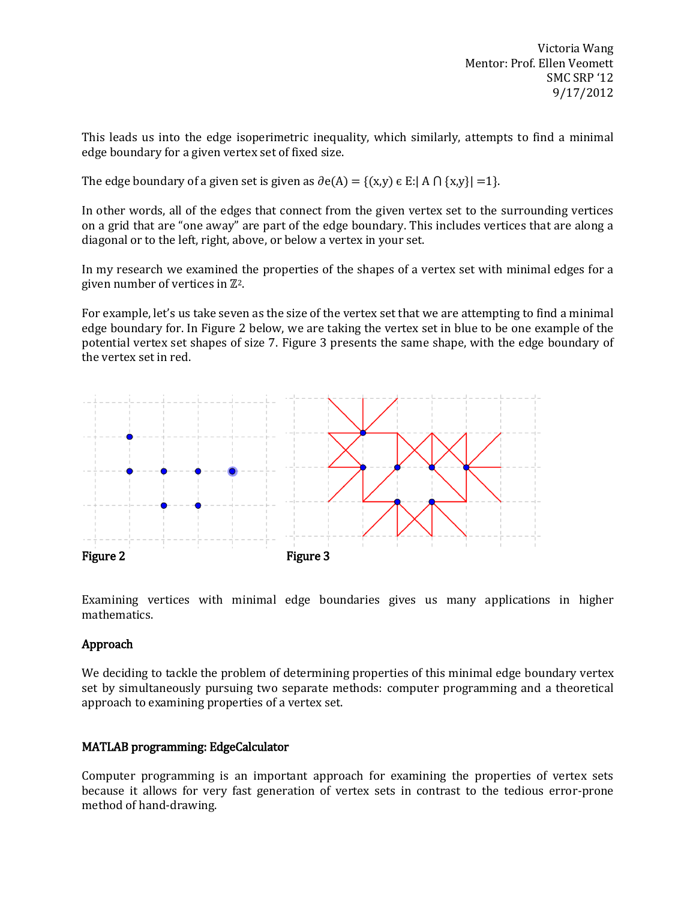This leads us into the edge isoperimetric inequality, which similarly, attempts to find a minimal edge boundary for a given vertex set of fixed size.

The edge boundary of a given set is given as $\partial e(A) = \{(x,y) \in E: | A \cap \{x,y\}| = 1\}$.

In other words, all of the edges that connect from the given vertex set to the surrounding vertices on a grid that are "one away" are part of the edge boundary. This includes vertices that are along a diagonal or to the left, right, above, or below a vertex in your set.

In my research we examined the properties of the shapes of a vertex set with minimal edges for a given number of vertices in $\mathbb{Z}^2$.

For example, let's us take seven as the size of the vertex set that we are attempting to find a minimal edge boundary for. In Figure 2 below, we are taking the vertex set in blue to be one example of the potential vertex set shapes of size 7. Figure 3 presents the same shape, with the edge boundary of the vertex set in red.

**Figure 2** **Figure 3**

Examining vertices with minimal edge boundaries gives us many applications in higher mathematics.

### Approach

We deciding to tackle the problem of determining properties of this minimal edge boundary vertex set by simultaneously pursuing two separate methods: computer programming and a theoretical approach to examining properties of a vertex set.

### MATLAB programming: EdgeCalculator

Computer programming is an important approach for examining the properties of vertex sets because it allows for very fast generation of vertex sets in contrast to the tedious error-prone method of hand-drawing.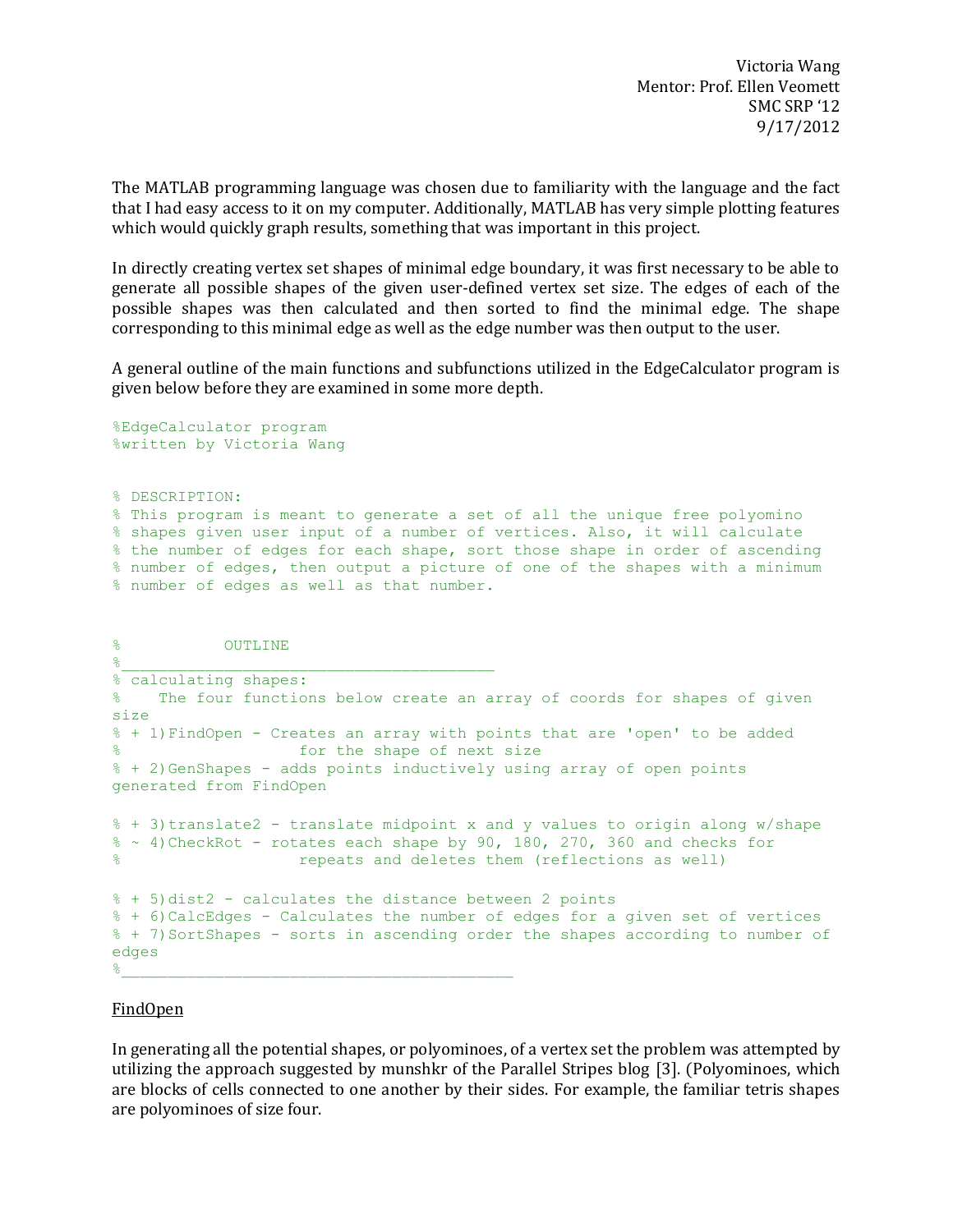Victoria Wang
Mentor: Prof. Ellen Veomett
SMC SRP '12
9/17/2012

The MATLAB programming language was chosen due to familiarity with the language and the fact that I had easy access to it on my computer. Additionally, MATLAB has very simple plotting features which would quickly graph results, something that was important in this project.

In directly creating vertex set shapes of minimal edge boundary, it was first necessary to be able to generate all possible shapes of the given user-defined vertex set size. The edges of each of the possible shapes was then calculated and then sorted to find the minimal edge. The shape corresponding to this minimal edge as well as the edge number was then output to the user.

A general outline of the main functions and subfunctions utilized in the EdgeCalculator program is given below before they are examined in some more depth.

```
%EdgeCalculator program
%written by Victoria Wang


% DESCRIPTION:
% This program is meant to generate a set of all the unique free polyomino
% shapes given user input of a number of vertices. Also, it will calculate
% the number of edges for each shape, sort those shape in order of ascending
% number of edges, then output a picture of one of the shapes with a minimum
% number of edges as well as that number.


%           OUTLINE
%__________________________________________
% calculating shapes:
%    The four functions below create an array of coords for shapes of given
size
% + 1)FindOpen - Creates an array with points that are 'open' to be added
%                   for the shape of next size
% + 2)GenShapes - adds points inductively using array of open points
generated from FindOpen

% + 3)translate2 - translate midpoint x and y values to origin along w/shape
% ~ 4)CheckRot - rotates each shape by 90, 180, 270, 360 and checks for
%                   repeats and deletes them (reflections as well)

% + 5)dist2 - calculates the distance between 2 points
% + 6)CalcEdges - Calculates the number of edges for a given set of vertices
% + 7)SortShapes - sorts in ascending order the shapes according to number of
edges
%____________________________________________
```

<u>FindOpen</u>

In generating all the potential shapes, or polyominoes, of a vertex set the problem was attempted by utilizing the approach suggested by munshkr of the Parallel Stripes blog [3]. (Polyominoes, which are blocks of cells connected to one another by their sides. For example, the familiar tetris shapes are polyominoes of size four.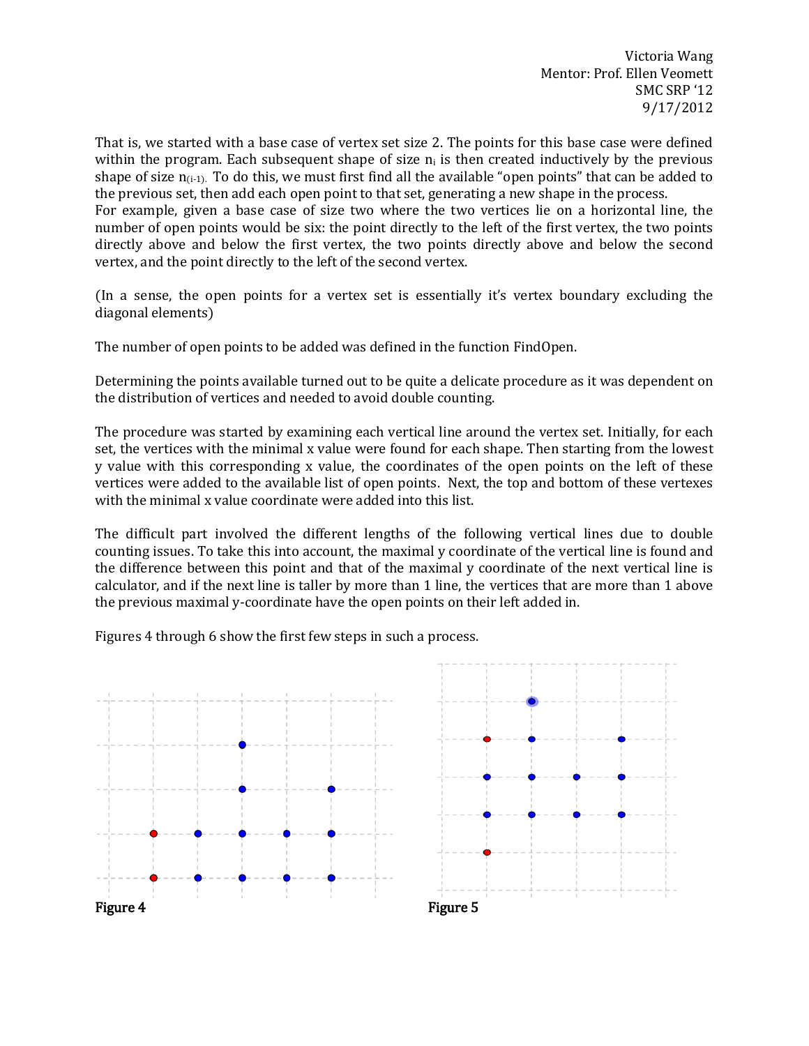That is, we started with a base case of vertex set size 2. The points for this base case were defined within the program. Each subsequent shape of size $n_i$ is then created inductively by the previous shape of size $n_{(i-1)}$. To do this, we must first find all the available "open points" that can be added to the previous set, then add each open point to that set, generating a new shape in the process.
For example, given a base case of size two where the two vertices lie on a horizontal line, the number of open points would be six: the point directly to the left of the first vertex, the two points directly above and below the first vertex, the two points directly above and below the second vertex, and the point directly to the left of the second vertex.

(In a sense, the open points for a vertex set is essentially it's vertex boundary excluding the diagonal elements)

The number of open points to be added was defined in the function FindOpen.

Determining the points available turned out to be quite a delicate procedure as it was dependent on the distribution of vertices and needed to avoid double counting.

The procedure was started by examining each vertical line around the vertex set. Initially, for each set, the vertices with the minimal x value were found for each shape. Then starting from the lowest y value with this corresponding x value, the coordinates of the open points on the left of these vertices were added to the available list of open points. Next, the top and bottom of these vertexes with the minimal x value coordinate were added into this list.

The difficult part involved the different lengths of the following vertical lines due to double counting issues. To take this into account, the maximal y coordinate of the vertical line is found and the difference between this point and that of the maximal y coordinate of the next vertical line is calculator, and if the next line is taller by more than 1 line, the vertices that are more than 1 above the previous maximal y-coordinate have the open points on their left added in.

Figures 4 through 6 show the first few steps in such a process.

**Figure 4**

**Figure 5**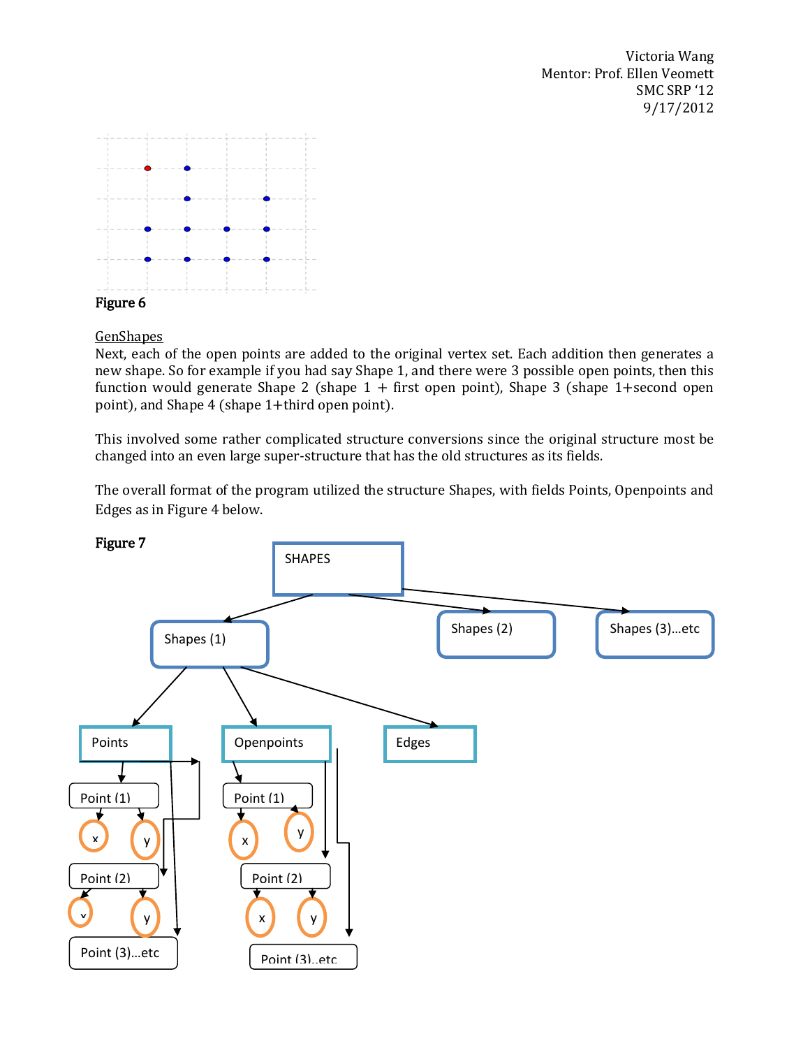Figure 6

GenShapes

Next, each of the open points are added to the original vertex set. Each addition then generates a new shape. So for example if you had say Shape 1, and there were 3 possible open points, then this function would generate Shape 2 (shape 1 + first open point), Shape 3 (shape 1+second open point), and Shape 4 (shape 1+third open point).

This involved some rather complicated structure conversions since the original structure most be changed into an even large super-structure that has the old structures as its fields.

The overall format of the program utilized the structure Shapes, with fields Points, Openpoints and Edges as in Figure 4 below.

Figure 7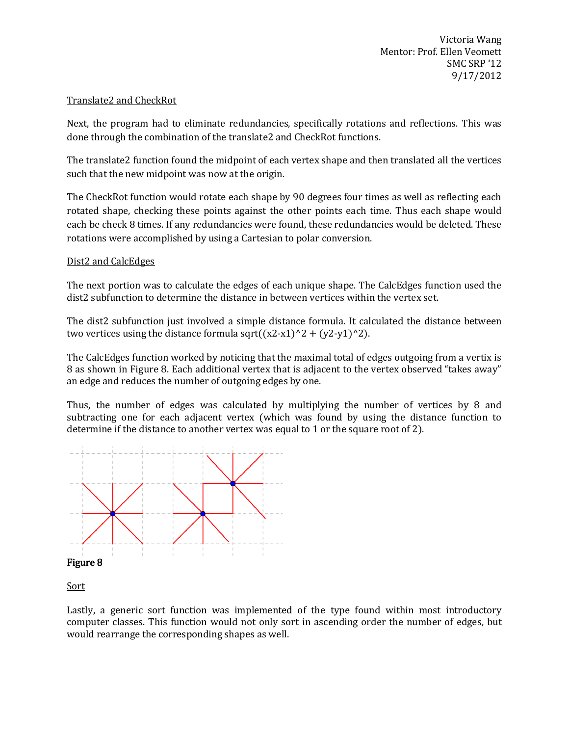Victoria Wang
Mentor: Prof. Ellen Veomett
SMC SRP '12
9/17/2012

Translate2 and CheckRot

Next, the program had to eliminate redundancies, specifically rotations and reflections. This was done through the combination of the translate2 and CheckRot functions.

The translate2 function found the midpoint of each vertex shape and then translated all the vertices such that the new midpoint was now at the origin.

The CheckRot function would rotate each shape by 90 degrees four times as well as reflecting each rotated shape, checking these points against the other points each time. Thus each shape would each be check 8 times. If any redundancies were found, these redundancies would be deleted. These rotations were accomplished by using a Cartesian to polar conversion.

Dist2 and CalcEdges

The next portion was to calculate the edges of each unique shape. The CalcEdges function used the dist2 subfunction to determine the distance in between vertices within the vertex set.

The dist2 subfunction just involved a simple distance formula. It calculated the distance between two vertices using the distance formula sqrt((x2-x1)^2 + (y2-y1)^2).

The CalcEdges function worked by noticing that the maximal total of edges outgoing from a vertix is 8 as shown in Figure 8. Each additional vertex that is adjacent to the vertex observed "takes away" an edge and reduces the number of outgoing edges by one.

Thus, the number of edges was calculated by multiplying the number of vertices by 8 and subtracting one for each adjacent vertex (which was found by using the distance function to determine if the distance to another vertex was equal to 1 or the square root of 2).

**Figure 8**

Sort

Lastly, a generic sort function was implemented of the type found within most introductory computer classes. This function would not only sort in ascending order the number of edges, but would rearrange the corresponding shapes as well.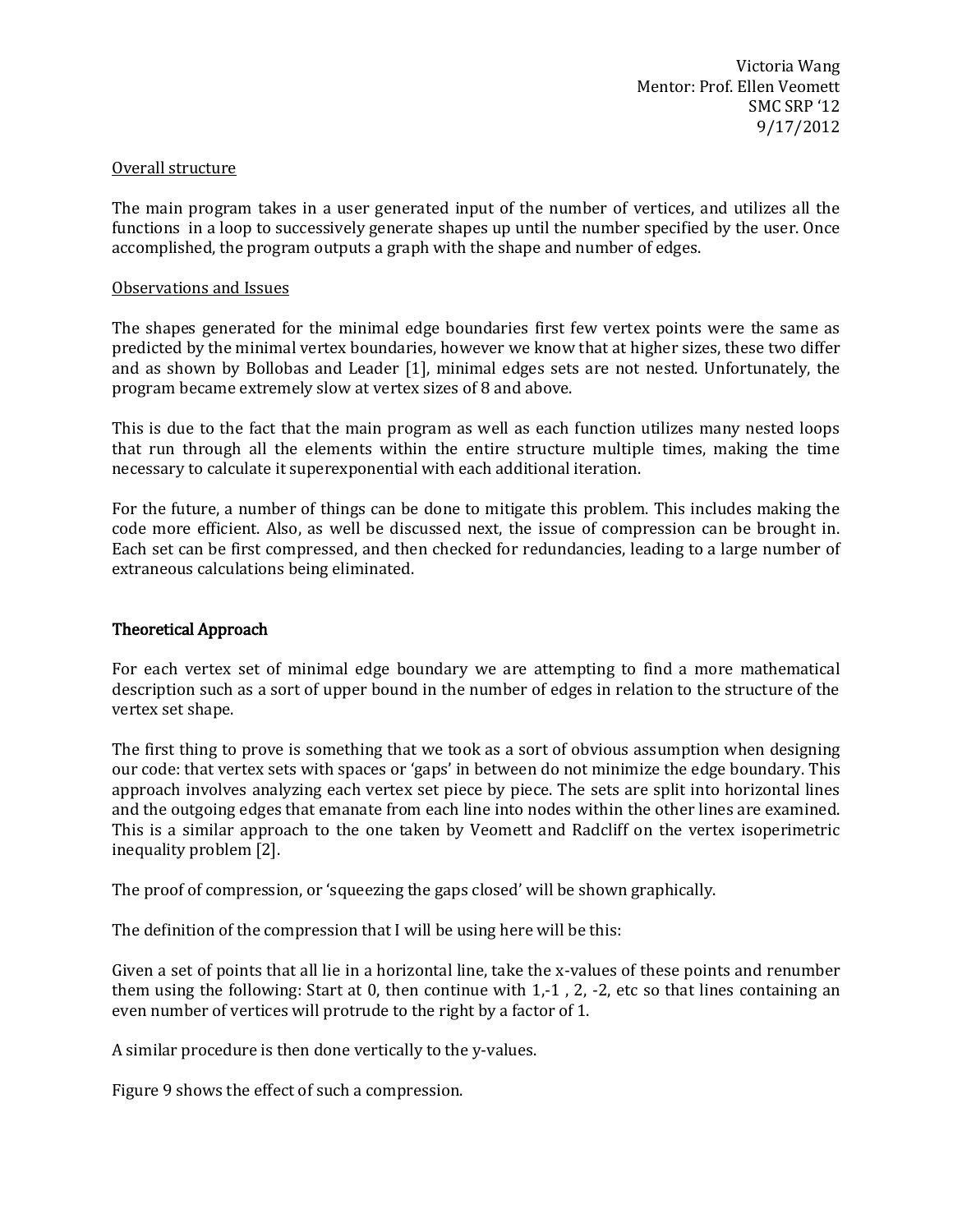Victoria Wang
Mentor: Prof. Ellen Veomett
SMC SRP '12
9/17/2012

## Overall structure

The main program takes in a user generated input of the number of vertices, and utilizes all the functions in a loop to successively generate shapes up until the number specified by the user. Once accomplished, the program outputs a graph with the shape and number of edges.

## Observations and Issues

The shapes generated for the minimal edge boundaries first few vertex points were the same as predicted by the minimal vertex boundaries, however we know that at higher sizes, these two differ and as shown by Bollobas and Leader [1], minimal edges sets are not nested. Unfortunately, the program became extremely slow at vertex sizes of 8 and above.

This is due to the fact that the main program as well as each function utilizes many nested loops that run through all the elements within the entire structure multiple times, making the time necessary to calculate it superexponential with each additional iteration.

For the future, a number of things can be done to mitigate this problem. This includes making the code more efficient. Also, as well be discussed next, the issue of compression can be brought in. Each set can be first compressed, and then checked for redundancies, leading to a large number of extraneous calculations being eliminated.

## Theoretical Approach

For each vertex set of minimal edge boundary we are attempting to find a more mathematical description such as a sort of upper bound in the number of edges in relation to the structure of the vertex set shape.

The first thing to prove is something that we took as a sort of obvious assumption when designing our code: that vertex sets with spaces or 'gaps' in between do not minimize the edge boundary. This approach involves analyzing each vertex set piece by piece. The sets are split into horizontal lines and the outgoing edges that emanate from each line into nodes within the other lines are examined. This is a similar approach to the one taken by Veomett and Radcliff on the vertex isoperimetric inequality problem [2].

The proof of compression, or 'squeezing the gaps closed' will be shown graphically.

The definition of the compression that I will be using here will be this:

Given a set of points that all lie in a horizontal line, take the x-values of these points and renumber them using the following: Start at 0, then continue with 1,-1 , 2, -2, etc so that lines containing an even number of vertices will protrude to the right by a factor of 1.

A similar procedure is then done vertically to the y-values.

Figure 9 shows the effect of such a compression.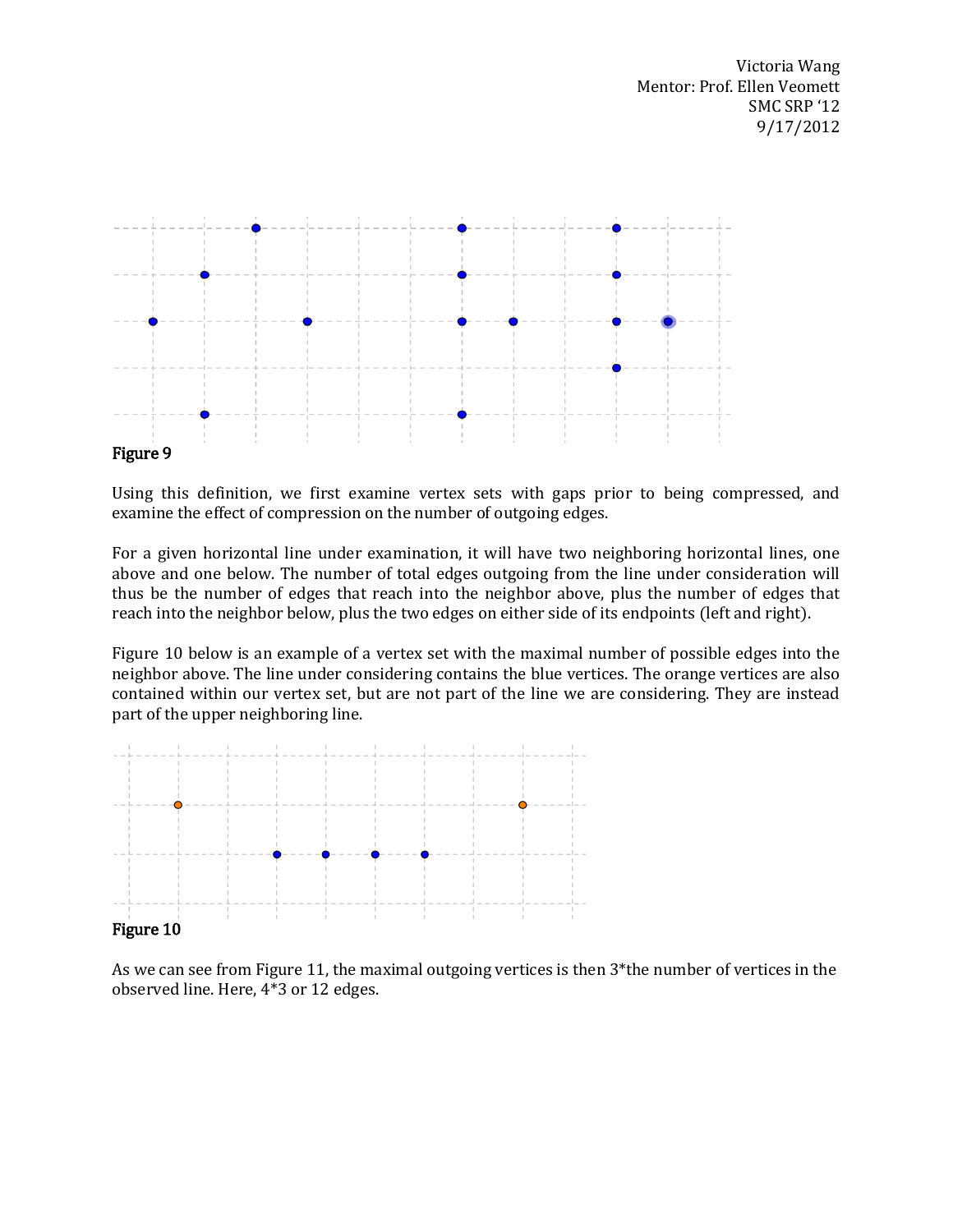Figure 9

Using this definition, we first examine vertex sets with gaps prior to being compressed, and examine the effect of compression on the number of outgoing edges.

For a given horizontal line under examination, it will have two neighboring horizontal lines, one above and one below. The number of total edges outgoing from the line under consideration will thus be the number of edges that reach into the neighbor above, plus the number of edges that reach into the neighbor below, plus the two edges on either side of its endpoints (left and right).

Figure 10 below is an example of a vertex set with the maximal number of possible edges into the neighbor above. The line under considering contains the blue vertices. The orange vertices are also contained within our vertex set, but are not part of the line we are considering. They are instead part of the upper neighboring line.

Figure 10

As we can see from Figure 11, the maximal outgoing vertices is then 3*the number of vertices in the observed line. Here, 4*3 or 12 edges.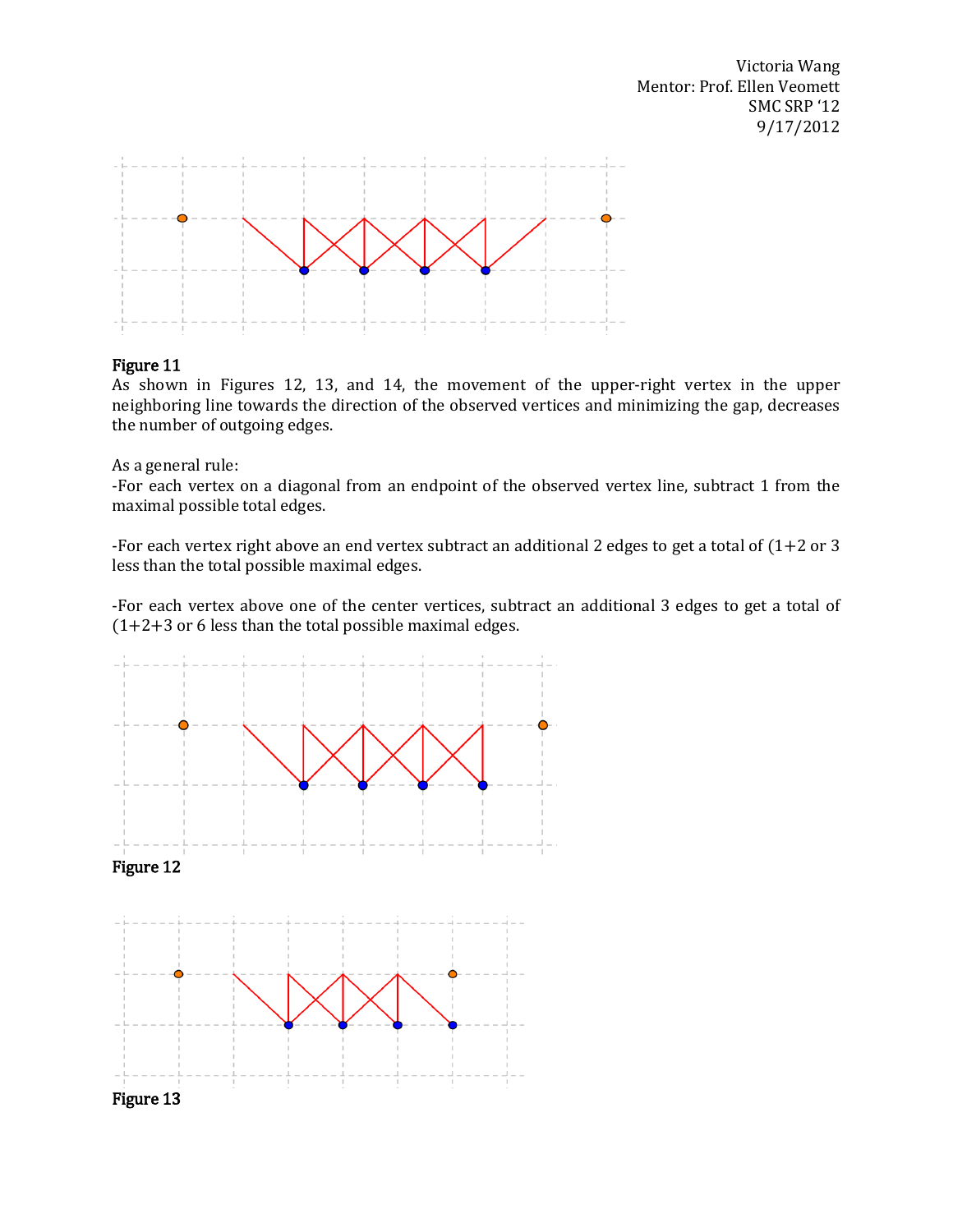Figure 11

As shown in Figures 12, 13, and 14, the movement of the upper-right vertex in the upper neighboring line towards the direction of the observed vertices and minimizing the gap, decreases the number of outgoing edges.

As a general rule:

-For each vertex on a diagonal from an endpoint of the observed vertex line, subtract 1 from the maximal possible total edges.

-For each vertex right above an end vertex subtract an additional 2 edges to get a total of (1+2 or 3 less than the total possible maximal edges.

-For each vertex above one of the center vertices, subtract an additional 3 edges to get a total of (1+2+3 or 6 less than the total possible maximal edges.

Figure 12

Figure 13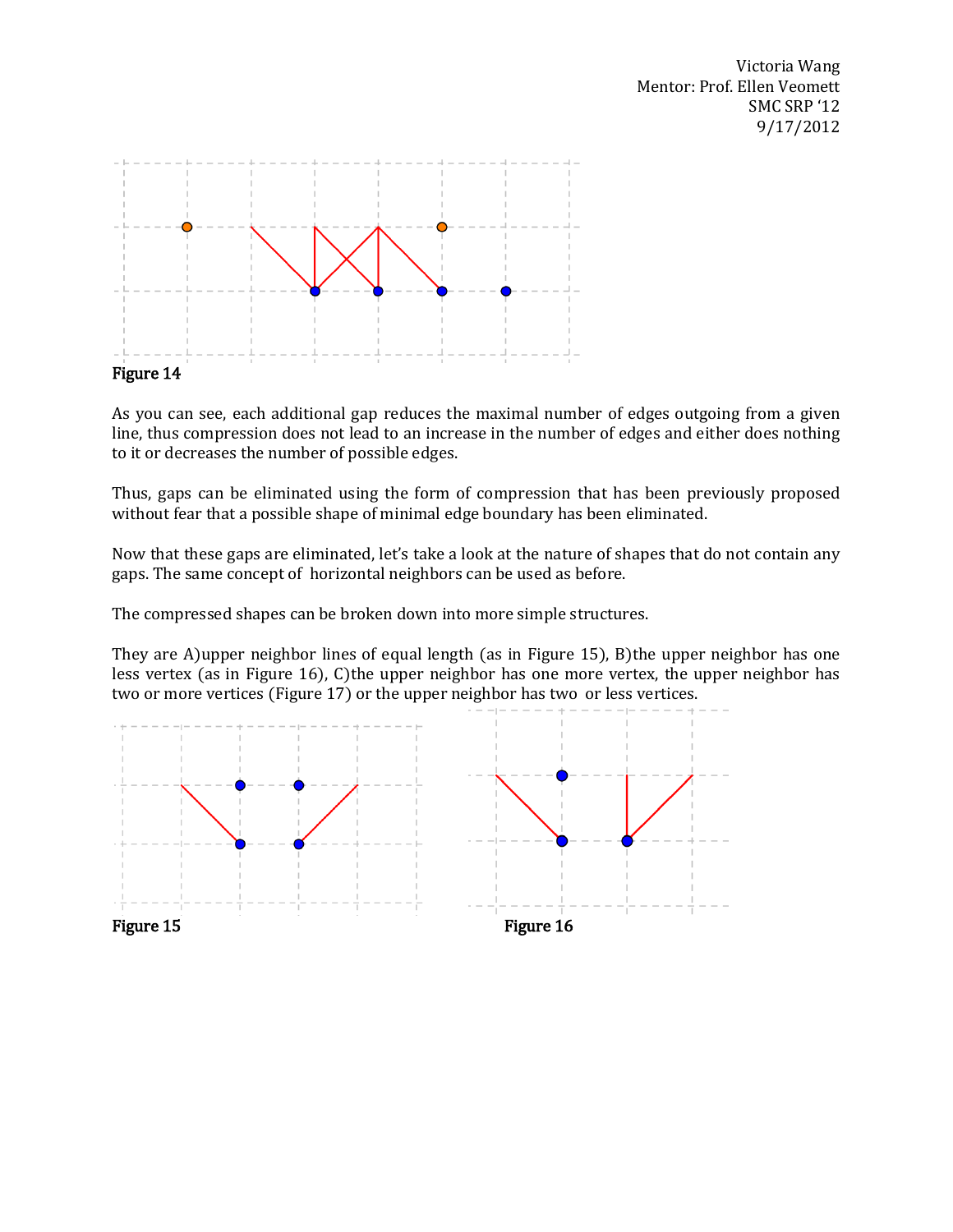Figure 14

As you can see, each additional gap reduces the maximal number of edges outgoing from a given line, thus compression does not lead to an increase in the number of edges and either does nothing to it or decreases the number of possible edges.

Thus, gaps can be eliminated using the form of compression that has been previously proposed without fear that a possible shape of minimal edge boundary has been eliminated.

Now that these gaps are eliminated, let's take a look at the nature of shapes that do not contain any gaps. The same concept of horizontal neighbors can be used as before.

The compressed shapes can be broken down into more simple structures.

They are A)upper neighbor lines of equal length (as in Figure 15), B)the upper neighbor has one less vertex (as in Figure 16), C)the upper neighbor has one more vertex, the upper neighbor has two or more vertices (Figure 17) or the upper neighbor has two or less vertices.

Figure 15

Figure 16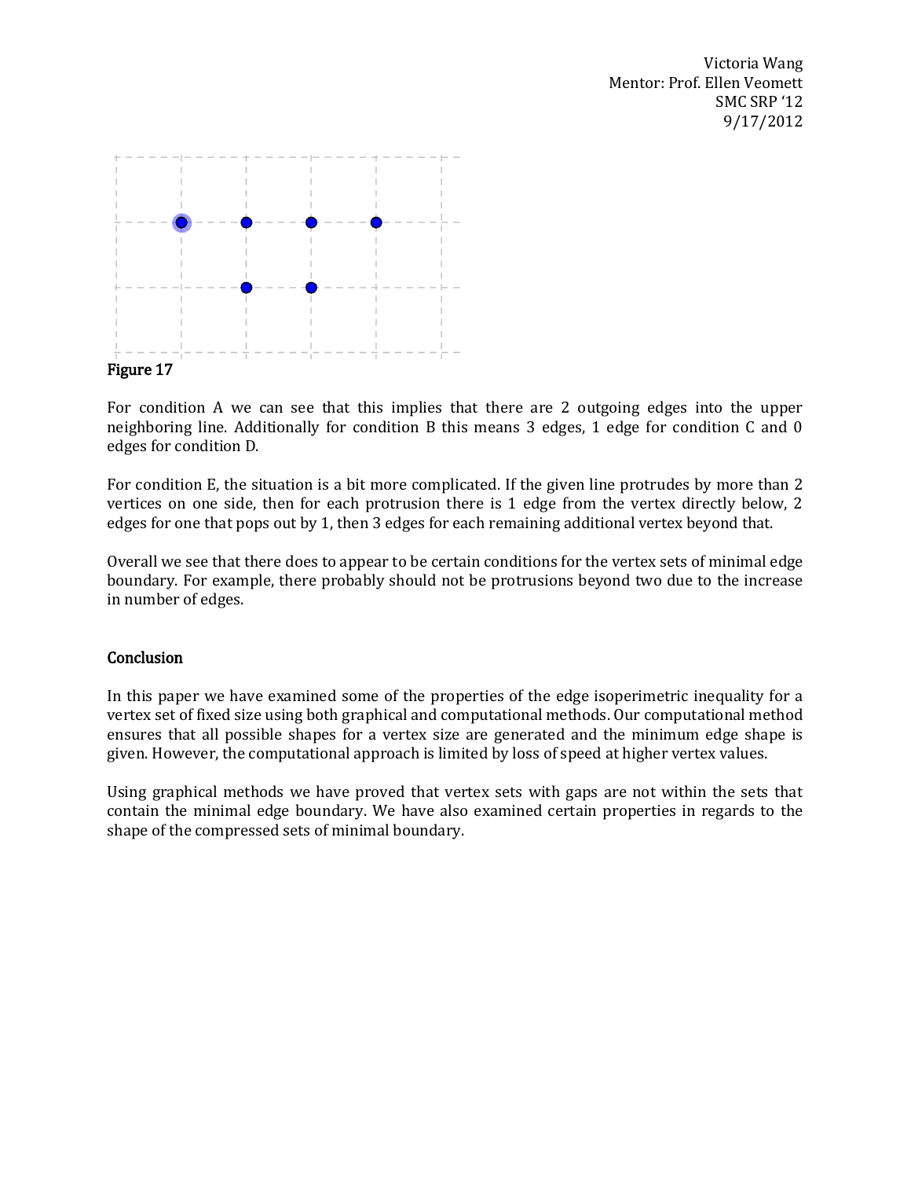Figure 17

For condition A we can see that this implies that there are 2 outgoing edges into the upper neighboring line. Additionally for condition B this means 3 edges, 1 edge for condition C and 0 edges for condition D.

For condition E, the situation is a bit more complicated. If the given line protrudes by more than 2 vertices on one side, then for each protrusion there is 1 edge from the vertex directly below, 2 edges for one that pops out by 1, then 3 edges for each remaining additional vertex beyond that.

Overall we see that there does to appear to be certain conditions for the vertex sets of minimal edge boundary. For example, there probably should not be protrusions beyond two due to the increase in number of edges.

## Conclusion

In this paper we have examined some of the properties of the edge isoperimetric inequality for a vertex set of fixed size using both graphical and computational methods. Our computational method ensures that all possible shapes for a vertex size are generated and the minimum edge shape is given. However, the computational approach is limited by loss of speed at higher vertex values.

Using graphical methods we have proved that vertex sets with gaps are not within the sets that contain the minimal edge boundary. We have also examined certain properties in regards to the shape of the compressed sets of minimal boundary.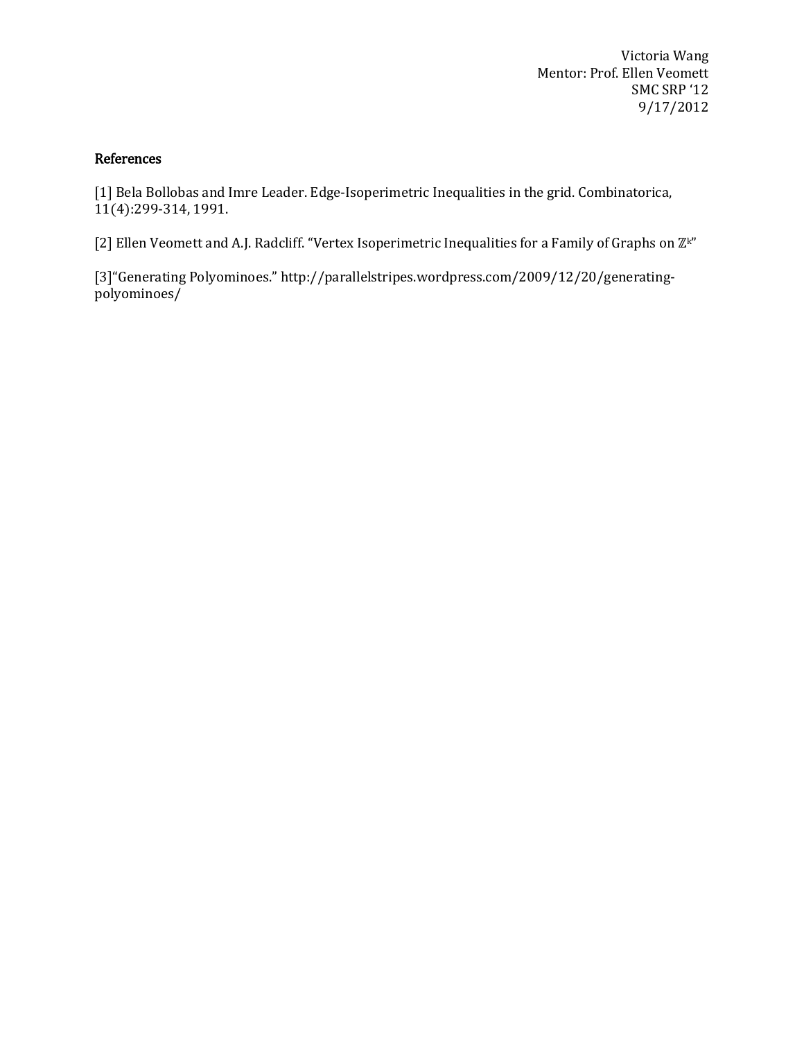Victoria Wang
Mentor: Prof. Ellen Veomett
SMC SRP '12
9/17/2012

## References

[1] Bela Bollobas and Imre Leader. Edge-Isoperimetric Inequalities in the grid. Combinatorica, 11(4):299-314, 1991.

[2] Ellen Veomett and A.J. Radcliff. "Vertex Isoperimetric Inequalities for a Family of Graphs on $\mathbb{Z}^k$"

[3]"Generating Polyominoes." http://parallelstripes.wordpress.com/2009/12/20/generating-polyominoes/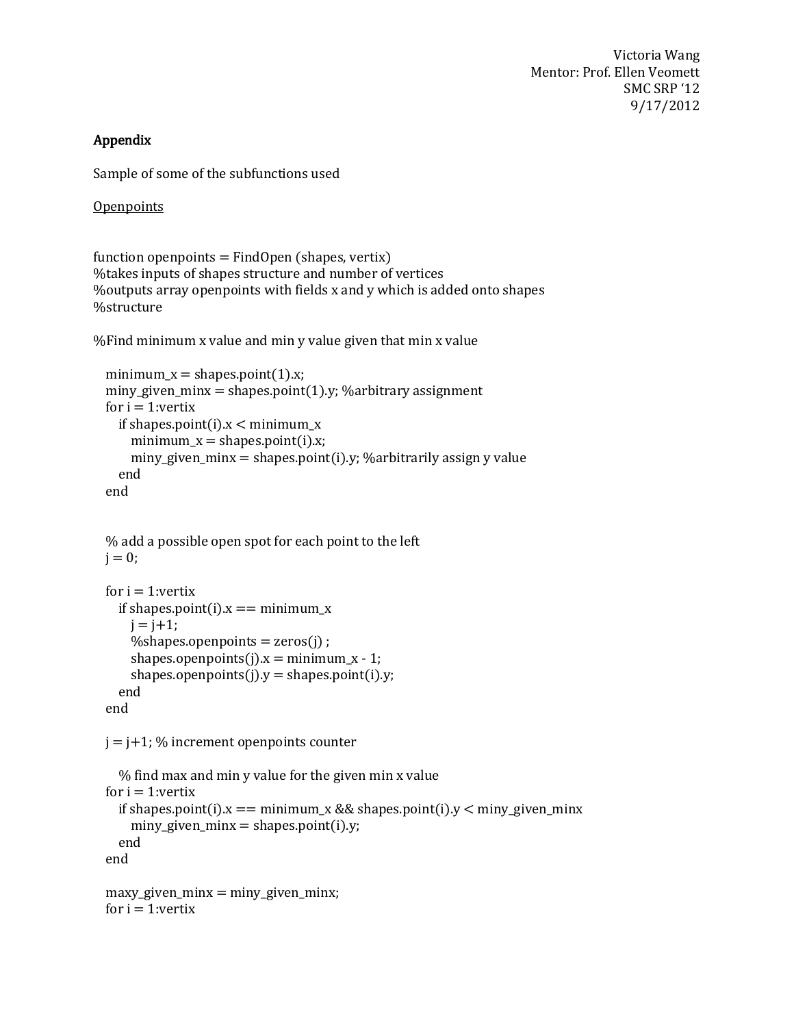Victoria Wang
Mentor: Prof. Ellen Veomett
SMC SRP '12
9/17/2012

## Appendix

Sample of some of the subfunctions used

<u>Openpoints</u>

```
function openpoints = FindOpen (shapes, vertix)
%takes inputs of shapes structure and number of vertices
%outputs array openpoints with fields x and y which is added onto shapes
%structure

%Find minimum x value and min y value given that min x value

  minimum_x = shapes.point(1).x;
  miny_given_minx = shapes.point(1).y; %arbitrary assignment
  for i = 1:vertix
     if shapes.point(i).x < minimum_x
        minimum_x = shapes.point(i).x;
        miny_given_minx = shapes.point(i).y; %arbitrarily assign y value
     end
  end


  % add a possible open spot for each point to the left
  j = 0;

  for i = 1:vertix
     if shapes.point(i).x == minimum_x
        j = j+1;
        %shapes.openpoints = zeros(j) ;
        shapes.openpoints(j).x = minimum_x - 1;
        shapes.openpoints(j).y = shapes.point(i).y;
     end
  end

  j = j+1; % increment openpoints counter

     % find max and min y value for the given min x value
  for i = 1:vertix
     if shapes.point(i).x == minimum_x && shapes.point(i).y < miny_given_minx
        miny_given_minx = shapes.point(i).y;
     end
  end

  maxy_given_minx = miny_given_minx;
  for i = 1:vertix
```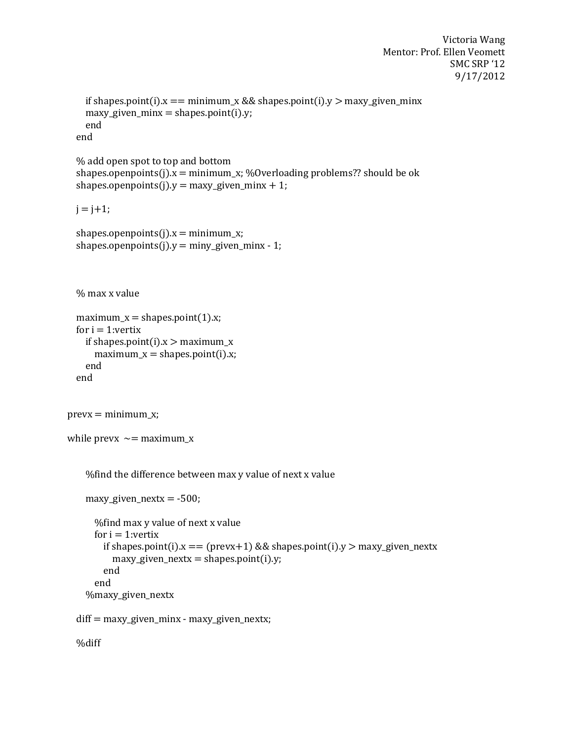```
      if shapes.point(i).x == minimum_x && shapes.point(i).y > maxy_given_minx
      maxy_given_minx = shapes.point(i).y;
      end
   end

   % add open spot to top and bottom
   shapes.openpoints(j).x = minimum_x; %Overloading problems?? should be ok
   shapes.openpoints(j).y = maxy_given_minx + 1;

   j = j+1;

   shapes.openpoints(j).x = minimum_x;
   shapes.openpoints(j).y = miny_given_minx - 1;



   % max x value

   maximum_x = shapes.point(1).x;
   for i = 1:vertix
      if shapes.point(i).x > maximum_x
         maximum_x = shapes.point(i).x;
      end
   end


prevx = minimum_x;

while prevx  ~= maximum_x


      %find the difference between max y value of next x value

      maxy_given_nextx = -500;

         %find max y value of next x value
         for i = 1:vertix
            if shapes.point(i).x == (prevx+1) && shapes.point(i).y > maxy_given_nextx
               maxy_given_nextx = shapes.point(i).y;
            end
         end
      %maxy_given_nextx

   diff = maxy_given_minx - maxy_given_nextx;

   %diff
```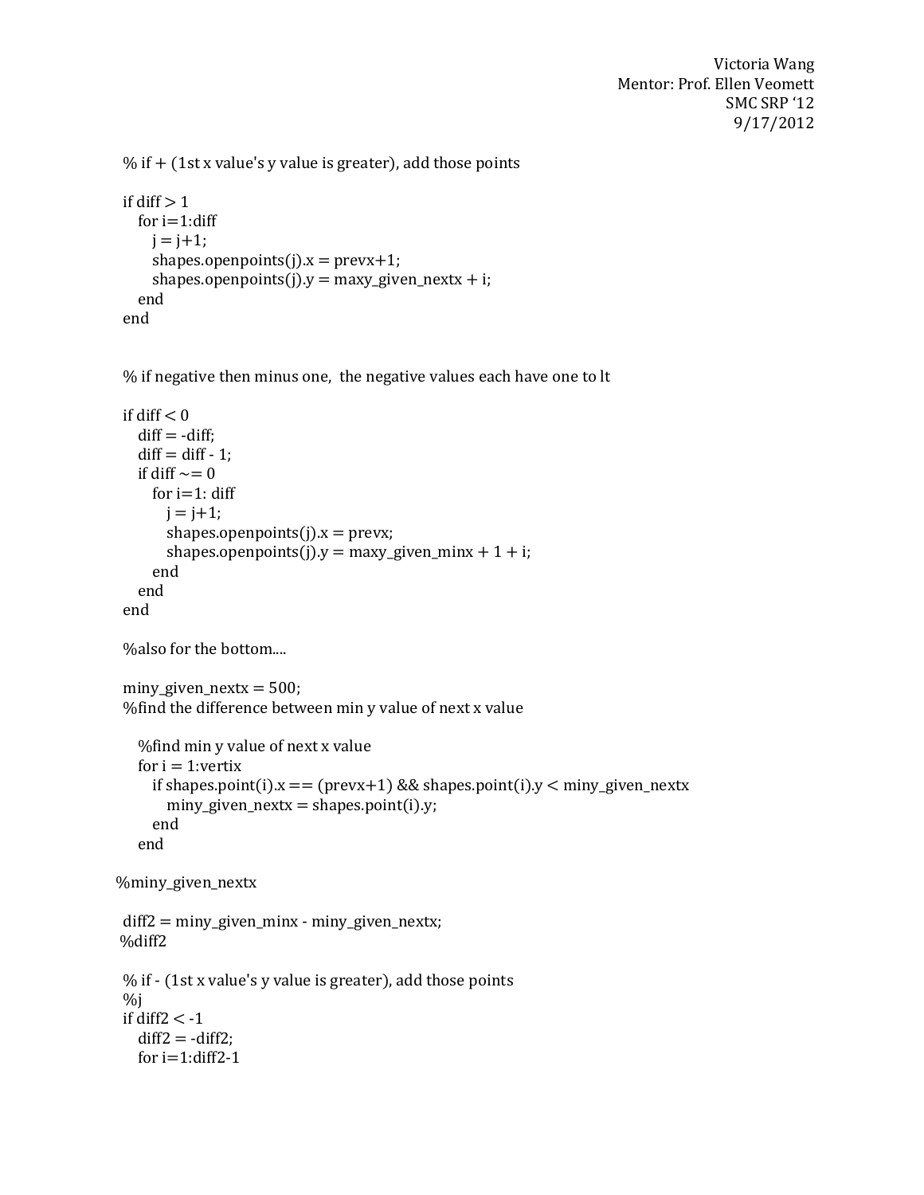```
% if + (1st x value's y value is greater), add those points

if diff > 1
   for i=1:diff
      j = j+1;
      shapes.openpoints(j).x = prevx+1;
      shapes.openpoints(j).y = maxy_given_nextx + i;
   end
end


% if negative then minus one,  the negative values each have one to lt

if diff < 0
   diff = -diff;
   diff = diff - 1;
   if diff ~= 0
      for i=1: diff
         j = j+1;
         shapes.openpoints(j).x = prevx;
         shapes.openpoints(j).y = maxy_given_minx + 1 + i;
      end
   end
end

%also for the bottom....

miny_given_nextx = 500;
%find the difference between min y value of next x value

   %find min y value of next x value
   for i = 1:vertix
      if shapes.point(i).x == (prevx+1) && shapes.point(i).y < miny_given_nextx
         miny_given_nextx = shapes.point(i).y;
      end
   end

%miny_given_nextx

diff2 = miny_given_minx - miny_given_nextx;
%diff2

% if - (1st x value's y value is greater), add those points
%j
if diff2 < -1
   diff2 = -diff2;
   for i=1:diff2-1
```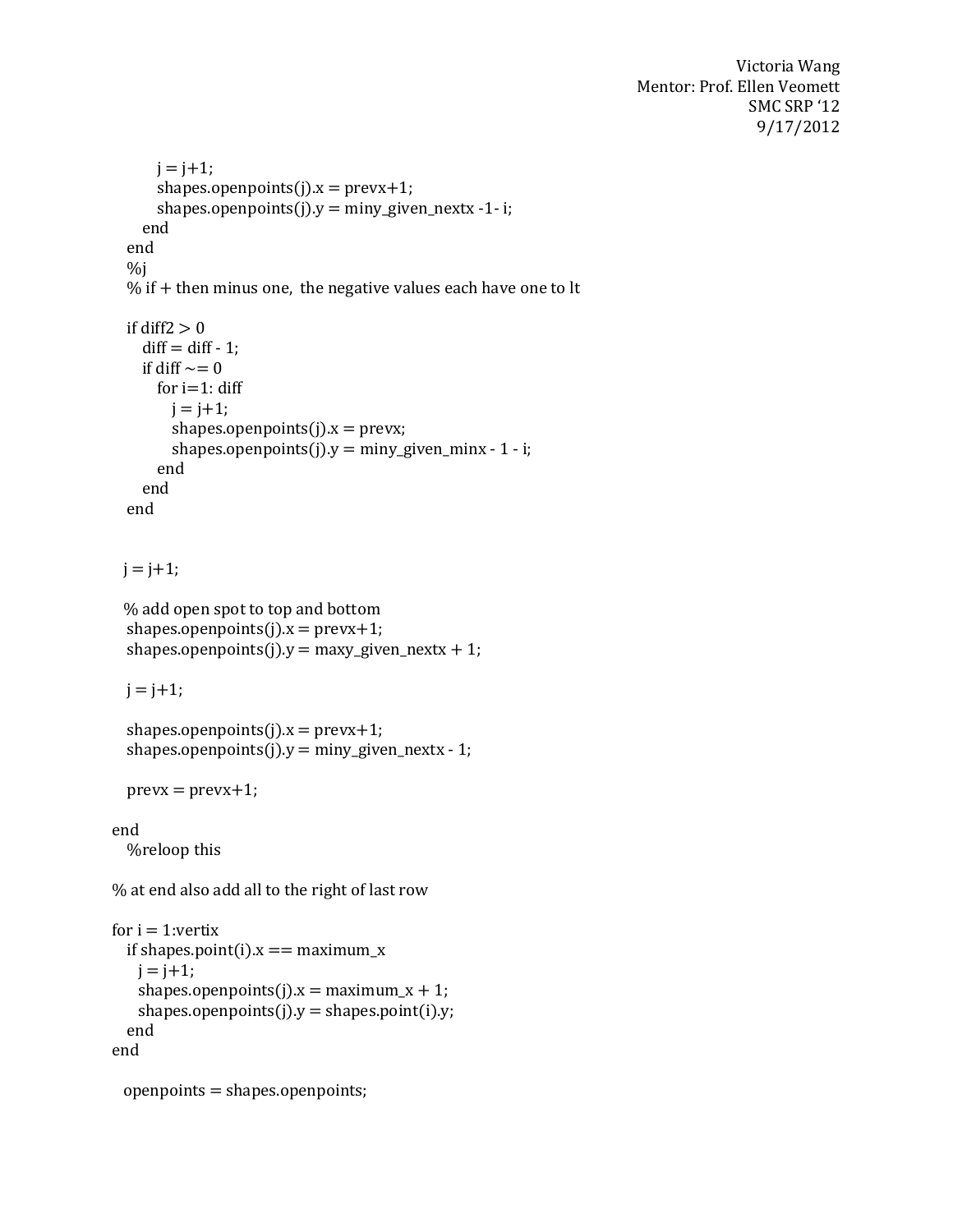```
        j = j+1;
        shapes.openpoints(j).x = prevx+1;
        shapes.openpoints(j).y = miny_given_nextx -1- i;
      end
   end
   %j
   % if + then minus one,  the negative values each have one to lt

   if diff2 > 0
      diff = diff - 1;
      if diff ~= 0
         for i=1: diff
            j = j+1;
            shapes.openpoints(j).x = prevx;
            shapes.openpoints(j).y = miny_given_minx - 1 - i;
         end
      end
   end


   j = j+1;

   % add open spot to top and bottom
   shapes.openpoints(j).x = prevx+1;
   shapes.openpoints(j).y = maxy_given_nextx + 1;

   j = j+1;

   shapes.openpoints(j).x = prevx+1;
   shapes.openpoints(j).y = miny_given_nextx - 1;

   prevx = prevx+1;

end
   %reloop this

% at end also add all to the right of last row

for i = 1:vertix
   if shapes.point(i).x == maximum_x
      j = j+1;
      shapes.openpoints(j).x = maximum_x + 1;
      shapes.openpoints(j).y = shapes.point(i).y;
   end
end

   openpoints = shapes.openpoints;
```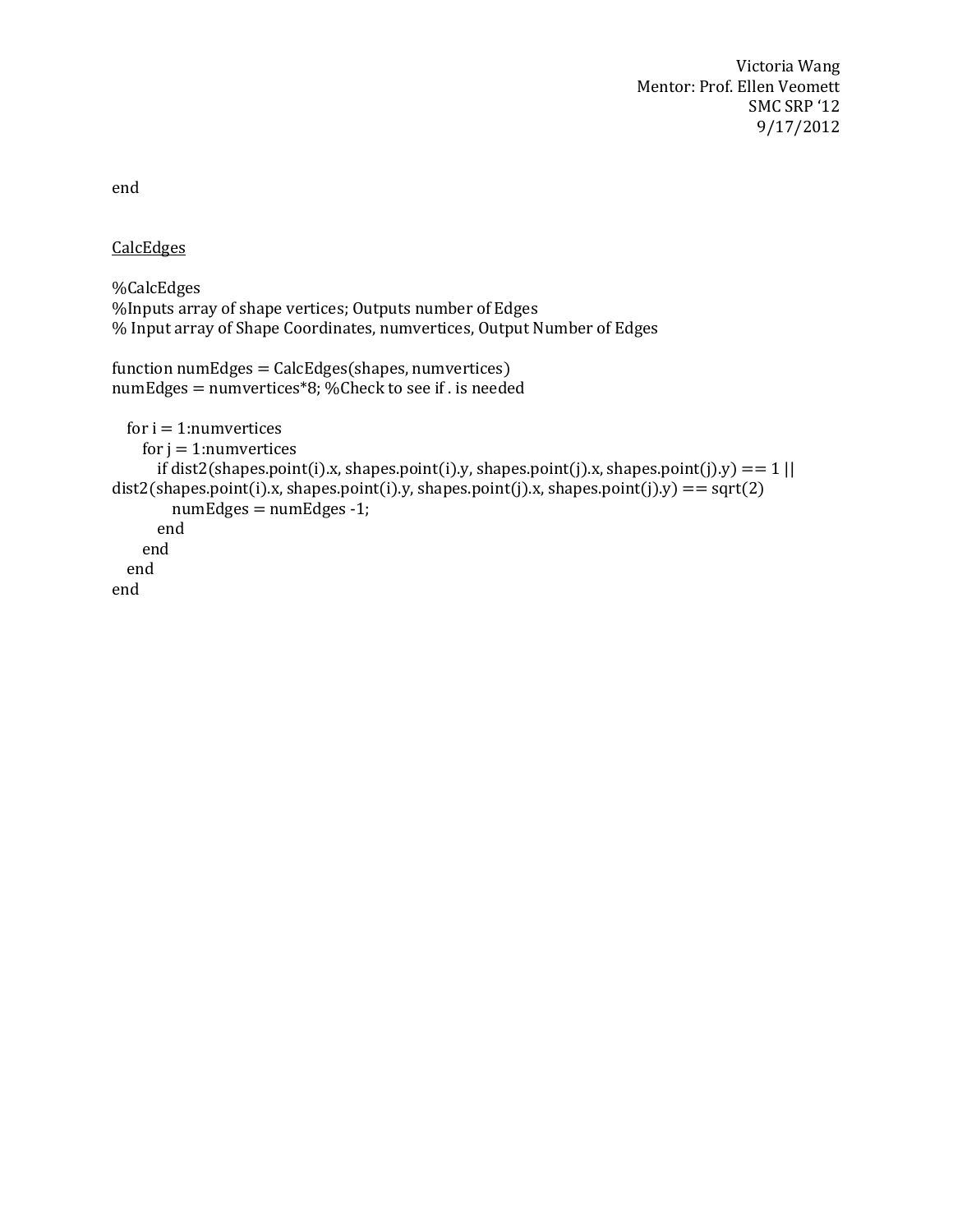```
end
```

CalcEdges

```
%CalcEdges
%Inputs array of shape vertices; Outputs number of Edges
% Input array of Shape Coordinates, numvertices, Output Number of Edges

function numEdges = CalcEdges(shapes, numvertices)
numEdges = numvertices*8; %Check to see if . is needed

   for i = 1:numvertices
      for j = 1:numvertices
         if dist2(shapes.point(i).x, shapes.point(i).y, shapes.point(j).x, shapes.point(j).y) == 1 ||
dist2(shapes.point(i).x, shapes.point(i).y, shapes.point(j).x, shapes.point(j).y) == sqrt(2)
            numEdges = numEdges -1;
         end
      end
   end
end
```